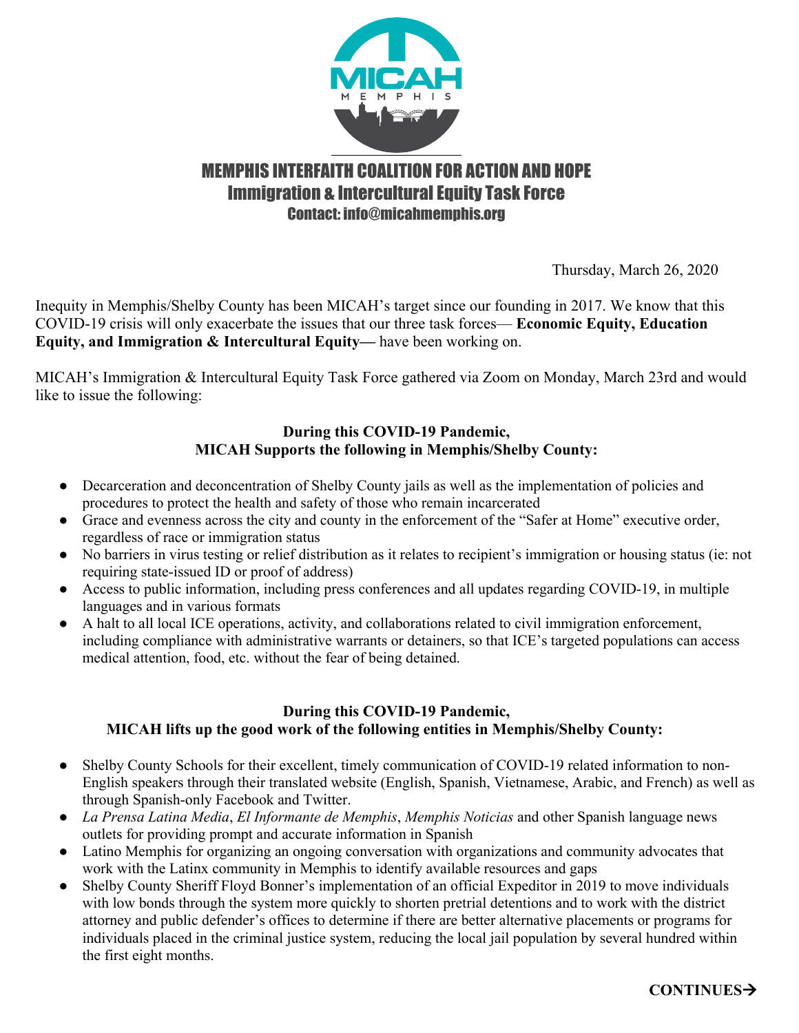MICAH MEMPHIS

# MEMPHIS INTERFAITH COALITION FOR ACTION AND HOPE
## Immigration & Intercultural Equity Task Force
### Contact: info@micahmemphis.org

Thursday, March 26, 2020

Inequity in Memphis/Shelby County has been MICAH's target since our founding in 2017. We know that this COVID-19 crisis will only exacerbate the issues that our three task forces— **Economic Equity, Education Equity, and Immigration & Intercultural Equity—** have been working on.

MICAH's Immigration & Intercultural Equity Task Force gathered via Zoom on Monday, March 23rd and would like to issue the following:

**During this COVID-19 Pandemic,**
**MICAH Supports the following in Memphis/Shelby County:**

- Decarceration and deconcentration of Shelby County jails as well as the implementation of policies and procedures to protect the health and safety of those who remain incarcerated
- Grace and evenness across the city and county in the enforcement of the "Safer at Home" executive order, regardless of race or immigration status
- No barriers in virus testing or relief distribution as it relates to recipient's immigration or housing status (ie: not requiring state-issued ID or proof of address)
- Access to public information, including press conferences and all updates regarding COVID-19, in multiple languages and in various formats
- A halt to all local ICE operations, activity, and collaborations related to civil immigration enforcement, including compliance with administrative warrants or detainers, so that ICE's targeted populations can access medical attention, food, etc. without the fear of being detained.

**During this COVID-19 Pandemic,**
**MICAH lifts up the good work of the following entities in Memphis/Shelby County:**

- Shelby County Schools for their excellent, timely communication of COVID-19 related information to non-English speakers through their translated website (English, Spanish, Vietnamese, Arabic, and French) as well as through Spanish-only Facebook and Twitter.
- *La Prensa Latina Media*, *El Informante de Memphis*, *Memphis Noticias* and other Spanish language news outlets for providing prompt and accurate information in Spanish
- Latino Memphis for organizing an ongoing conversation with organizations and community advocates that work with the Latinx community in Memphis to identify available resources and gaps
- Shelby County Sheriff Floyd Bonner's implementation of an official Expeditor in 2019 to move individuals with low bonds through the system more quickly to shorten pretrial detentions and to work with the district attorney and public defender's offices to determine if there are better alternative placements or programs for individuals placed in the criminal justice system, reducing the local jail population by several hundred within the first eight months.

**CONTINUES→**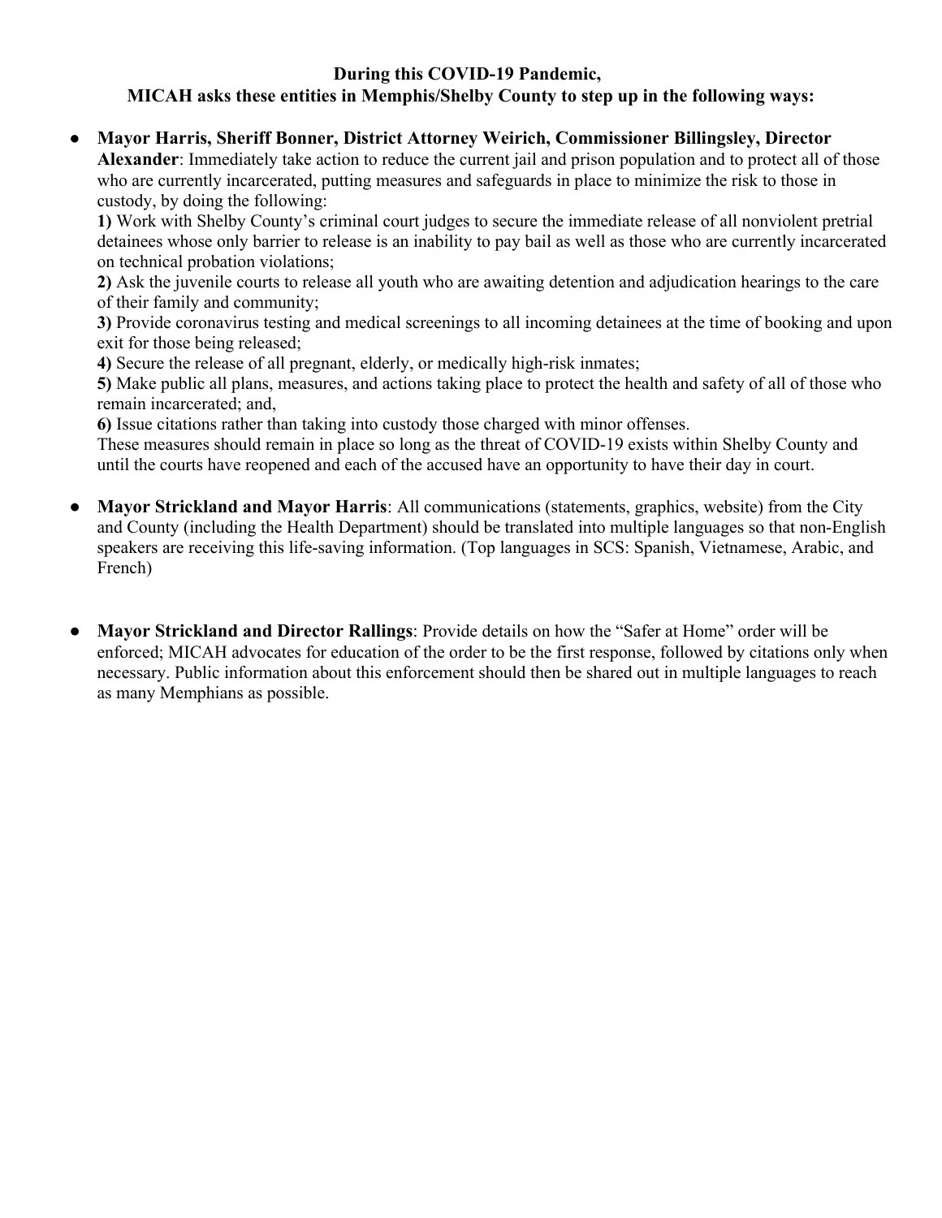**During this COVID-19 Pandemic,**
**MICAH asks these entities in Memphis/Shelby County to step up in the following ways:**

- **Mayor Harris, Sheriff Bonner, District Attorney Weirich, Commissioner Billingsley, Director Alexander**: Immediately take action to reduce the current jail and prison population and to protect all of those who are currently incarcerated, putting measures and safeguards in place to minimize the risk to those in custody, by doing the following:
  **1)** Work with Shelby County's criminal court judges to secure the immediate release of all nonviolent pretrial detainees whose only barrier to release is an inability to pay bail as well as those who are currently incarcerated on technical probation violations;
  **2)** Ask the juvenile courts to release all youth who are awaiting detention and adjudication hearings to the care of their family and community;
  **3)** Provide coronavirus testing and medical screenings to all incoming detainees at the time of booking and upon exit for those being released;
  **4)** Secure the release of all pregnant, elderly, or medically high-risk inmates;
  **5)** Make public all plans, measures, and actions taking place to protect the health and safety of all of those who remain incarcerated; and,
  **6)** Issue citations rather than taking into custody those charged with minor offenses.
  These measures should remain in place so long as the threat of COVID-19 exists within Shelby County and until the courts have reopened and each of the accused have an opportunity to have their day in court.

- **Mayor Strickland and Mayor Harris**: All communications (statements, graphics, website) from the City and County (including the Health Department) should be translated into multiple languages so that non-English speakers are receiving this life-saving information. (Top languages in SCS: Spanish, Vietnamese, Arabic, and French)

- **Mayor Strickland and Director Rallings**: Provide details on how the "Safer at Home" order will be enforced; MICAH advocates for education of the order to be the first response, followed by citations only when necessary. Public information about this enforcement should then be shared out in multiple languages to reach as many Memphians as possible.